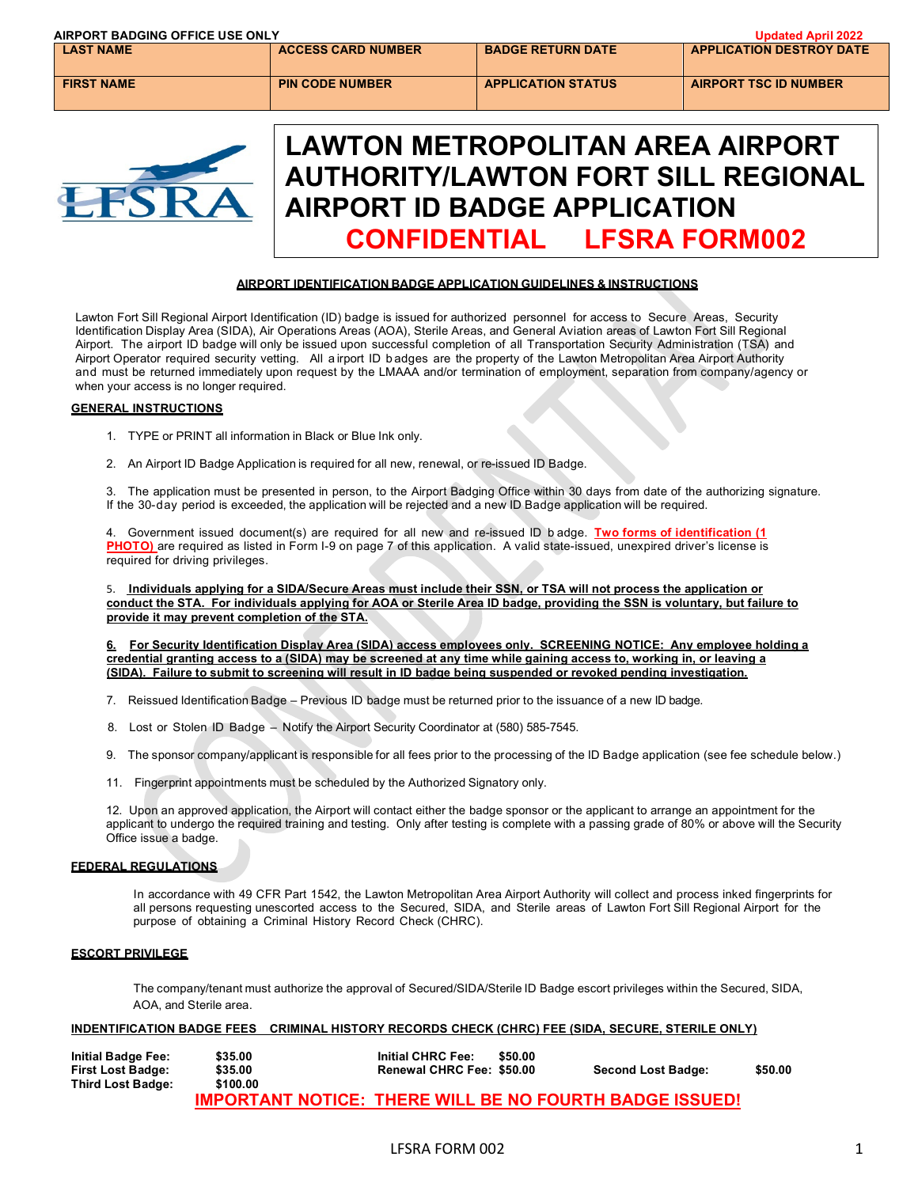AIRPORT BADGING OFFICE USE ONLY

Updated April 2022

| LAST NAME | ACCESS CARD NUMBER | BADGE RETURN DATE | APPLICATION DESTROY DATE |
| --- | --- | --- | --- |
| FIRST NAME | PIN CODE NUMBER | APPLICATION STATUS | AIRPORT TSC ID NUMBER |

# LAWTON METROPOLITAN AREA AIRPORT AUTHORITY/LAWTON FORT SILL REGIONAL AIRPORT ID BADGE APPLICATION

## CONFIDENTIAL LFSRA FORM002

### AIRPORT IDENTIFICATION BADGE APPLICATION GUIDELINES & INSTRUCTIONS

Lawton Fort Sill Regional Airport Identification (ID) badge is issued for authorized personnel for access to Secure Areas, Security Identification Display Area (SIDA), Air Operations Areas (AOA), Sterile Areas, and General Aviation areas of Lawton Fort Sill Regional Airport. The airport ID badge will only be issued upon successful completion of all Transportation Security Administration (TSA) and Airport Operator required security vetting. All airport ID badges are the property of the Lawton Metropolitan Area Airport Authority and must be returned immediately upon request by the LMAAA and/or termination of employment, separation from company/agency or when your access is no longer required.

**GENERAL INSTRUCTIONS**

1. TYPE or PRINT all information in Black or Blue Ink only.
2. An Airport ID Badge Application is required for all new, renewal, or re-issued ID Badge.
3. The application must be presented in person, to the Airport Badging Office within 30 days from date of the authorizing signature. If the 30-day period is exceeded, the application will be rejected and a new ID Badge application will be required.
4. Government issued document(s) are required for all new and re-issued ID badge. **Two forms of identification (1 PHOTO)** are required as listed in Form I-9 on page 7 of this application. A valid state-issued, unexpired driver's license is required for driving privileges.
5. **Individuals applying for a SIDA/Secure Areas must include their SSN, or TSA will not process the application or conduct the STA. For individuals applying for AOA or Sterile Area ID badge, providing the SSN is voluntary, but failure to provide it may prevent completion of the STA.**
6. **For Security Identification Display Area (SIDA) access employees only. SCREENING NOTICE: Any employee holding a credential granting access to a (SIDA) may be screened at any time while gaining access to, working in, or leaving a (SIDA). Failure to submit to screening will result in ID badge being suspended or revoked pending investigation.**
7. Reissued Identification Badge – Previous ID badge must be returned prior to the issuance of a new ID badge.
8. Lost or Stolen ID Badge – Notify the Airport Security Coordinator at (580) 585-7545.
9. The sponsor company/applicant is responsible for all fees prior to the processing of the ID Badge application (see fee schedule below.)

11. Fingerprint appointments must be scheduled by the Authorized Signatory only.

12. Upon an approved application, the Airport will contact either the badge sponsor or the applicant to arrange an appointment for the applicant to undergo the required training and testing. Only after testing is complete with a passing grade of 80% or above will the Security Office issue a badge.

**FEDERAL REGULATIONS**

In accordance with 49 CFR Part 1542, the Lawton Metropolitan Area Airport Authority will collect and process inked fingerprints for all persons requesting unescorted access to the Secured, SIDA, and Sterile areas of Lawton Fort Sill Regional Airport for the purpose of obtaining a Criminal History Record Check (CHRC).

**ESCORT PRIVILEGE**

The company/tenant must authorize the approval of Secured/SIDA/Sterile ID Badge escort privileges within the Secured, SIDA, AOA, and Sterile area.

**INDENTIFICATION BADGE FEES CRIMINAL HISTORY RECORDS CHECK (CHRC) FEE (SIDA, SECURE, STERILE ONLY)**

| | | | | | |
| --- | --- | --- | --- | --- | --- |
| **Initial Badge Fee:** | **$35.00** | **Initial CHRC Fee:** | **$50.00** | | |
| **First Lost Badge:** | **$35.00** | **Renewal CHRC Fee:** | **$50.00** | **Second Lost Badge:** | **$50.00** |
| **Third Lost Badge:** | **$100.00** | | | | |

**IMPORTANT NOTICE: THERE WILL BE NO FOURTH BADGE ISSUED!**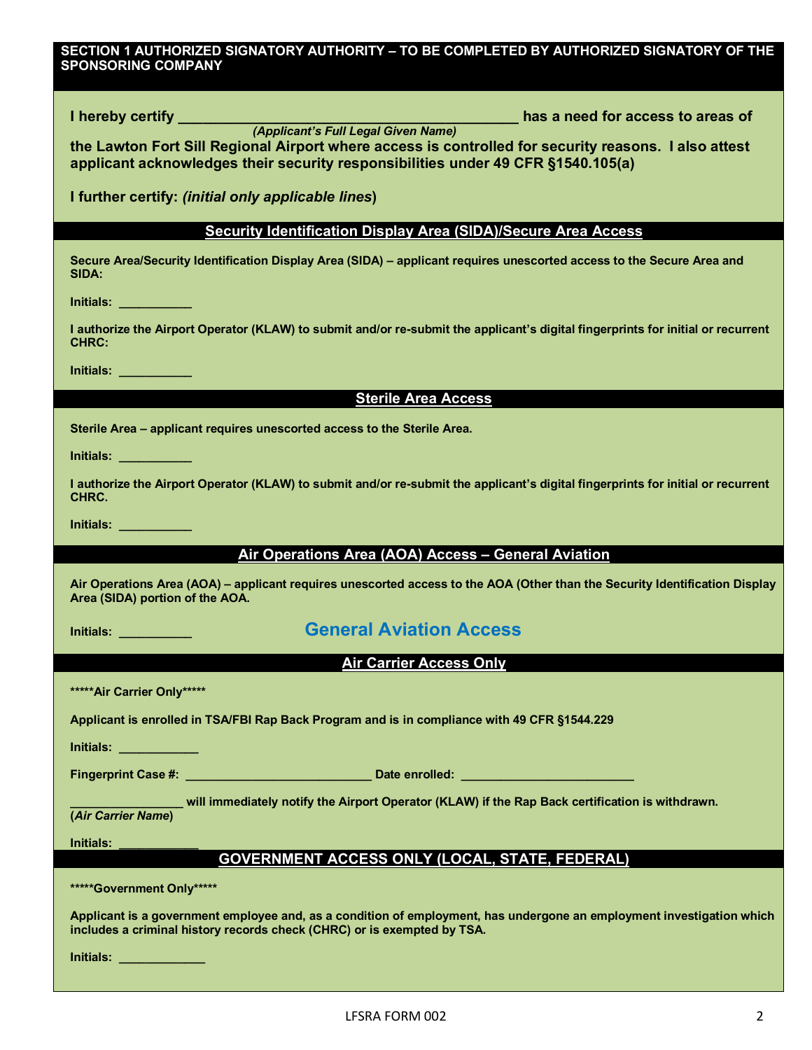## SECTION 1 AUTHORIZED SIGNATORY AUTHORITY – TO BE COMPLETED BY AUTHORIZED SIGNATORY OF THE SPONSORING COMPANY

**I hereby certify ____________________________________________ has a need for access to areas of**
***(Applicant's Full Legal Given Name)***
**the Lawton Fort Sill Regional Airport where access is controlled for security reasons. I also attest applicant acknowledges their security responsibilities under 49 CFR §1540.105(a)**

**I further certify: *(initial only applicable lines*)**

### Security Identification Display Area (SIDA)/Secure Area Access

**Secure Area/Security Identification Display Area (SIDA) – applicant requires unescorted access to the Secure Area and SIDA:**

**Initials: __________**

**I authorize the Airport Operator (KLAW) to submit and/or re-submit the applicant's digital fingerprints for initial or recurrent CHRC:**

**Initials: __________**

### Sterile Area Access

**Sterile Area – applicant requires unescorted access to the Sterile Area.**

**Initials: __________**

**I authorize the Airport Operator (KLAW) to submit and/or re-submit the applicant's digital fingerprints for initial or recurrent CHRC.**

**Initials: __________**

### Air Operations Area (AOA) Access – General Aviation

**Air Operations Area (AOA) – applicant requires unescorted access to the AOA (Other than the Security Identification Display Area (SIDA) portion of the AOA.**

**Initials: __________** **General Aviation Access**

### Air Carrier Access Only

**\*\*\*\*\*Air Carrier Only\*\*\*\*\***

**Applicant is enrolled in TSA/FBI Rap Back Program and is in compliance with 49 CFR §1544.229**

**Initials: ___________**

**Fingerprint Case #: __________________________ Date enrolled: ________________________**

**________________ will immediately notify the Airport Operator (KLAW) if the Rap Back certification is withdrawn.**
**(*Air Carrier Name*)**

**Initials: ___________**

### GOVERNMENT ACCESS ONLY (LOCAL, STATE, FEDERAL)

**\*\*\*\*\*Government Only\*\*\*\*\***

**Applicant is a government employee and, as a condition of employment, has undergone an employment investigation which includes a criminal history records check (CHRC) or is exempted by TSA.**

**Initials: ____________**

LFSRA FORM 002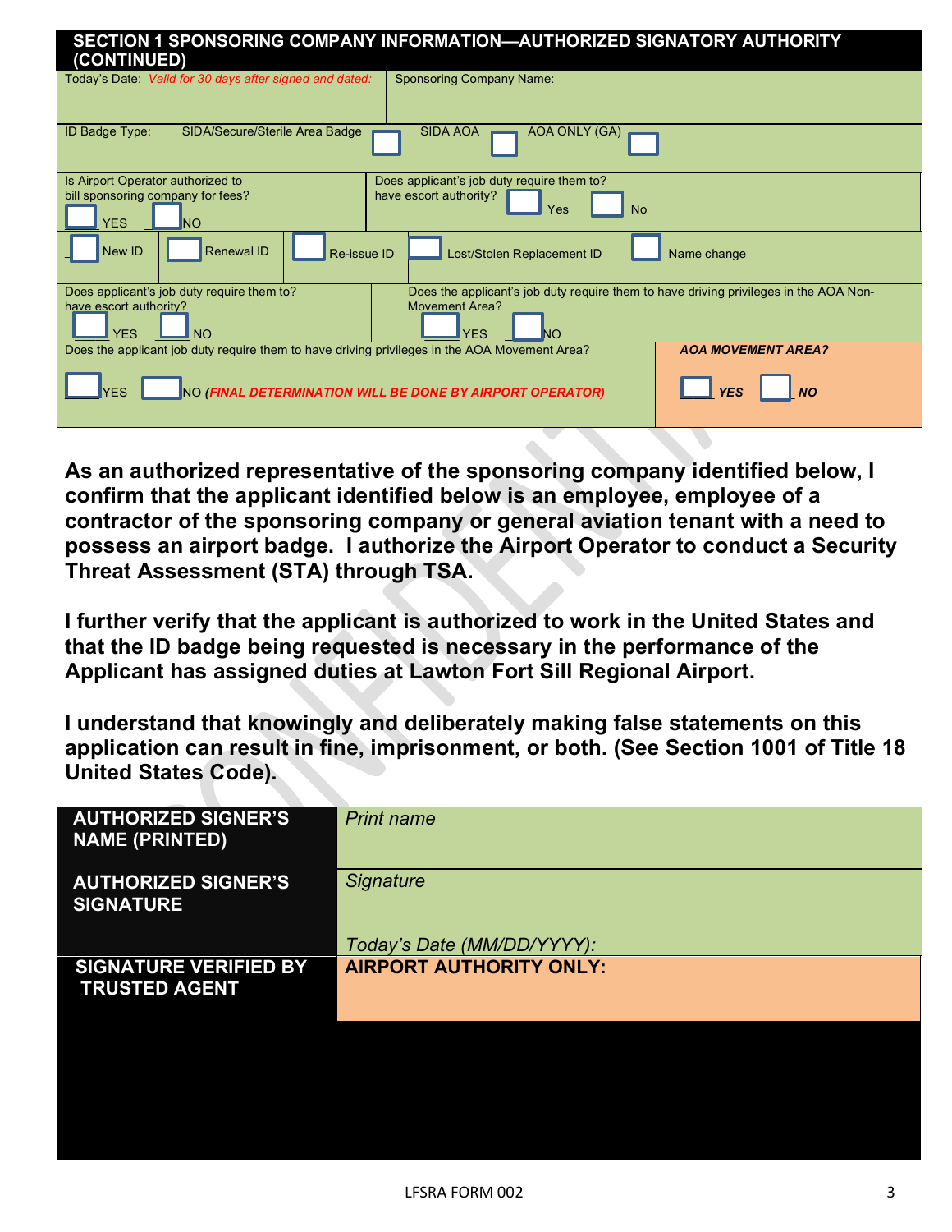## SECTION 1 SPONSORING COMPANY INFORMATION—AUTHORIZED SIGNATORY AUTHORITY (CONTINUED)

Today's Date: *Valid for 30 days after signed and dated:*

Sponsoring Company Name:

ID Badge Type: SIDA/Secure/Sterile Area Badge ☐ SIDA AOA ☐ AOA ONLY (GA) ☐

Is Airport Operator authorized to bill sponsoring company for fees? ☐ YES ☐ NO

Does applicant's job duty require them to? have escort authority? ☐ Yes ☐ No

☐ New ID ☐ Renewal ID ☐ Re-issue ID ☐ Lost/Stolen Replacement ID ☐ Name change

Does applicant's job duty require them to? have escort authority? ☐ YES ☐ NO

Does the applicant's job duty require them to have driving privileges in the AOA Non-Movement Area? ☐ YES ☐ NO

Does the applicant job duty require them to have driving privileges in the AOA Movement Area?

☐ YES ☐ NO ***(FINAL DETERMINATION WILL BE DONE BY AIRPORT OPERATOR)***

***AOA MOVEMENT AREA?*** ☐ ***YES*** ☐ ***NO***

**As an authorized representative of the sponsoring company identified below, I confirm that the applicant identified below is an employee, employee of a contractor of the sponsoring company or general aviation tenant with a need to possess an airport badge. I authorize the Airport Operator to conduct a Security Threat Assessment (STA) through TSA.**

**I further verify that the applicant is authorized to work in the United States and that the ID badge being requested is necessary in the performance of the Applicant has assigned duties at Lawton Fort Sill Regional Airport.**

**I understand that knowingly and deliberately making false statements on this application can result in fine, imprisonment, or both. (See Section 1001 of Title 18 United States Code).**

| | |
|---|---|
| **AUTHORIZED SIGNER'S NAME (PRINTED)** | *Print name* |
| **AUTHORIZED SIGNER'S SIGNATURE** | *Signature*<br><br>*Today's Date (MM/DD/YYYY):* |
| **SIGNATURE VERIFIED BY TRUSTED AGENT** | **AIRPORT AUTHORITY ONLY:** |

LFSRA FORM 002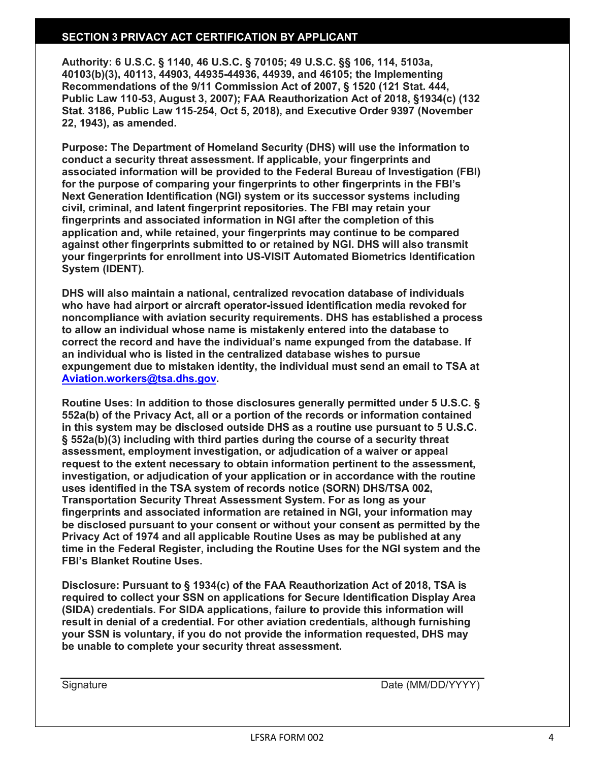## SECTION 3 PRIVACY ACT CERTIFICATION BY APPLICANT

**Authority: 6 U.S.C. § 1140, 46 U.S.C. § 70105; 49 U.S.C. §§ 106, 114, 5103a, 40103(b)(3), 40113, 44903, 44935-44936, 44939, and 46105; the Implementing Recommendations of the 9/11 Commission Act of 2007, § 1520 (121 Stat. 444, Public Law 110-53, August 3, 2007); FAA Reauthorization Act of 2018, §1934(c) (132 Stat. 3186, Public Law 115-254, Oct 5, 2018), and Executive Order 9397 (November 22, 1943), as amended.**

**Purpose: The Department of Homeland Security (DHS) will use the information to conduct a security threat assessment. If applicable, your fingerprints and associated information will be provided to the Federal Bureau of Investigation (FBI) for the purpose of comparing your fingerprints to other fingerprints in the FBI's Next Generation Identification (NGI) system or its successor systems including civil, criminal, and latent fingerprint repositories. The FBI may retain your fingerprints and associated information in NGI after the completion of this application and, while retained, your fingerprints may continue to be compared against other fingerprints submitted to or retained by NGI. DHS will also transmit your fingerprints for enrollment into US-VISIT Automated Biometrics Identification System (IDENT).**

**DHS will also maintain a national, centralized revocation database of individuals who have had airport or aircraft operator-issued identification media revoked for noncompliance with aviation security requirements. DHS has established a process to allow an individual whose name is mistakenly entered into the database to correct the record and have the individual's name expunged from the database. If an individual who is listed in the centralized database wishes to pursue expungement due to mistaken identity, the individual must send an email to TSA at [Aviation.workers@tsa.dhs.gov](mailto:Aviation.workers@tsa.dhs.gov).**

**Routine Uses: In addition to those disclosures generally permitted under 5 U.S.C. § 552a(b) of the Privacy Act, all or a portion of the records or information contained in this system may be disclosed outside DHS as a routine use pursuant to 5 U.S.C. § 552a(b)(3) including with third parties during the course of a security threat assessment, employment investigation, or adjudication of a waiver or appeal request to the extent necessary to obtain information pertinent to the assessment, investigation, or adjudication of your application or in accordance with the routine uses identified in the TSA system of records notice (SORN) DHS/TSA 002, Transportation Security Threat Assessment System. For as long as your fingerprints and associated information are retained in NGI, your information may be disclosed pursuant to your consent or without your consent as permitted by the Privacy Act of 1974 and all applicable Routine Uses as may be published at any time in the Federal Register, including the Routine Uses for the NGI system and the FBI's Blanket Routine Uses.**

**Disclosure: Pursuant to § 1934(c) of the FAA Reauthorization Act of 2018, TSA is required to collect your SSN on applications for Secure Identification Display Area (SIDA) credentials. For SIDA applications, failure to provide this information will result in denial of a credential. For other aviation credentials, although furnishing your SSN is voluntary, if you do not provide the information requested, DHS may be unable to complete your security threat assessment.**

_______________________________________________

Signature                                                                 Date (MM/DD/YYYY)

LFSRA FORM 002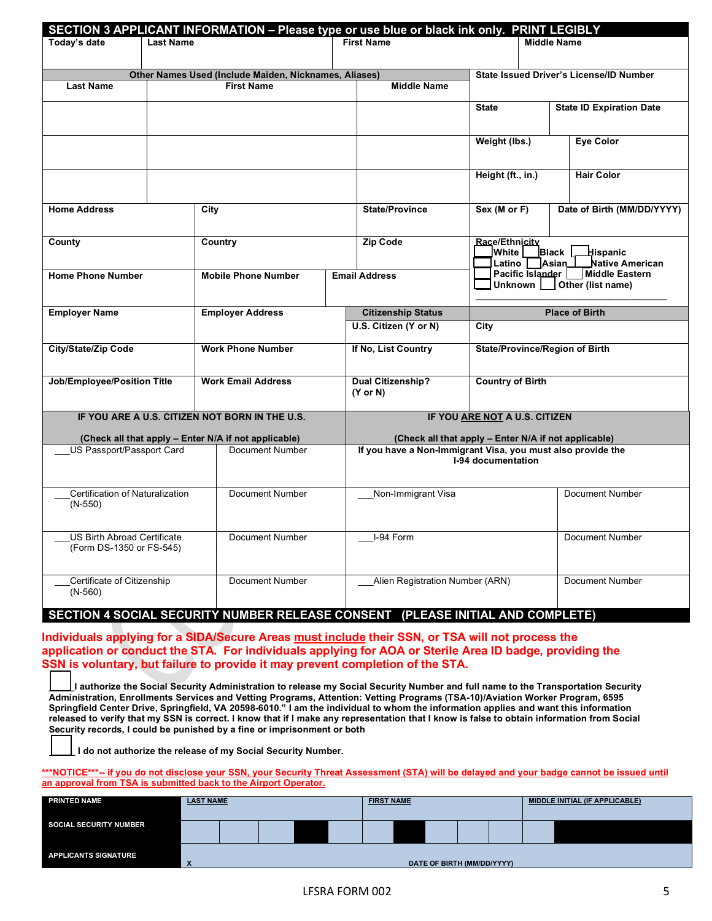## SECTION 3 APPLICANT INFORMATION – Please type or use blue or black ink only. PRINT LEGIBLY

| Today's date | Last Name | First Name | Middle Name |
|---|---|---|---|
| | | | |

| Other Names Used (Include Maiden, Nicknames, Aliases) | | | State Issued Driver's License/ID Number | |
|---|---|---|---|---|
| **Last Name** | **First Name** | **Middle Name** | | |
| | | | **State** | **State ID Expiration Date** |
| | | | **Weight (lbs.)** | **Eye Color** |
| | | | **Height (ft., in.)** | **Hair Color** |

| Home Address | City | State/Province | Sex (M or F) | Date of Birth (MM/DD/YYYY) |
|---|---|---|---|---|
| | | | | |

| County | Country | Zip Code | Race/Ethnicity |
|---|---|---|---|
| **Home Phone Number** | **Mobile Phone Number** | **Email Address** | ☐ White ☐ Black ☐ Hispanic ☐ Latino ☐ Asian ☐ Native American ☐ Pacific Islander ☐ Middle Eastern ☐ Unknown ☐ Other (list name) ______________________ |

| Employer Name | Employer Address | Citizenship Status | Place of Birth |
|---|---|---|---|
| | | **U.S. Citizen (Y or N)** | **City** |
| **City/State/Zip Code** | **Work Phone Number** | **If No, List Country** | **State/Province/Region of Birth** |
| **Job/Employee/Position Title** | **Work Email Address** | **Dual Citizenship? (Y or N)** | **Country of Birth** |

| IF YOU ARE A U.S. CITIZEN NOT BORN IN THE U.S. (Check all that apply – Enter N/A if not applicable) | | IF YOU ARE NOT A U.S. CITIZEN (Check all that apply – Enter N/A if not applicable) | |
|---|---|---|---|
| ___US Passport/Passport Card | Document Number | **If you have a Non-Immigrant Visa, you must also provide the I-94 documentation** | |
| ___Certification of Naturalization (N-550) | Document Number | ___Non-Immigrant Visa | Document Number |
| ___US Birth Abroad Certificate (Form DS-1350 or FS-545) | Document Number | ___I-94 Form | Document Number |
| ___Certificate of Citizenship (N-560) | Document Number | ___Alien Registration Number (ARN) | Document Number |

## SECTION 4 SOCIAL SECURITY NUMBER RELEASE CONSENT (PLEASE INITIAL AND COMPLETE)

**Individuals applying for a SIDA/Secure Areas must include their SSN, or TSA will not process the application or conduct the STA. For individuals applying for AOA or Sterile Area ID badge, providing the SSN is voluntary, but failure to provide it may prevent completion of the STA.**

☐ **I authorize the Social Security Administration to release my Social Security Number and full name to the Transportation Security Administration, Enrollments Services and Vetting Programs, Attention: Vetting Programs (TSA-10)/Aviation Worker Program, 6595 Springfield Center Drive, Springfield, VA 20598-6010." I am the individual to whom the information applies and want this information released to verify that my SSN is correct. I know that if I make any representation that I know is false to obtain information from Social Security records, I could be punished by a fine or imprisonment or both**

☐ **I do not authorize the release of my Social Security Number.**

***NOTICE***-- if you do not disclose your SSN, your Security Threat Assessment (STA) will be delayed and your badge cannot be issued until an approval from TSA is submitted back to the Airport Operator.

| PRINTED NAME | LAST NAME | FIRST NAME | MIDDLE INITIAL (IF APPLICABLE) |
|---|---|---|---|
| **SOCIAL SECURITY NUMBER** | ___ ___ ___ - ___ ___ - ___ ___ ___ ___ | | |
| **APPLICANTS SIGNATURE** | X | DATE OF BIRTH (MM/DD/YYYY) | |

LFSRA FORM 002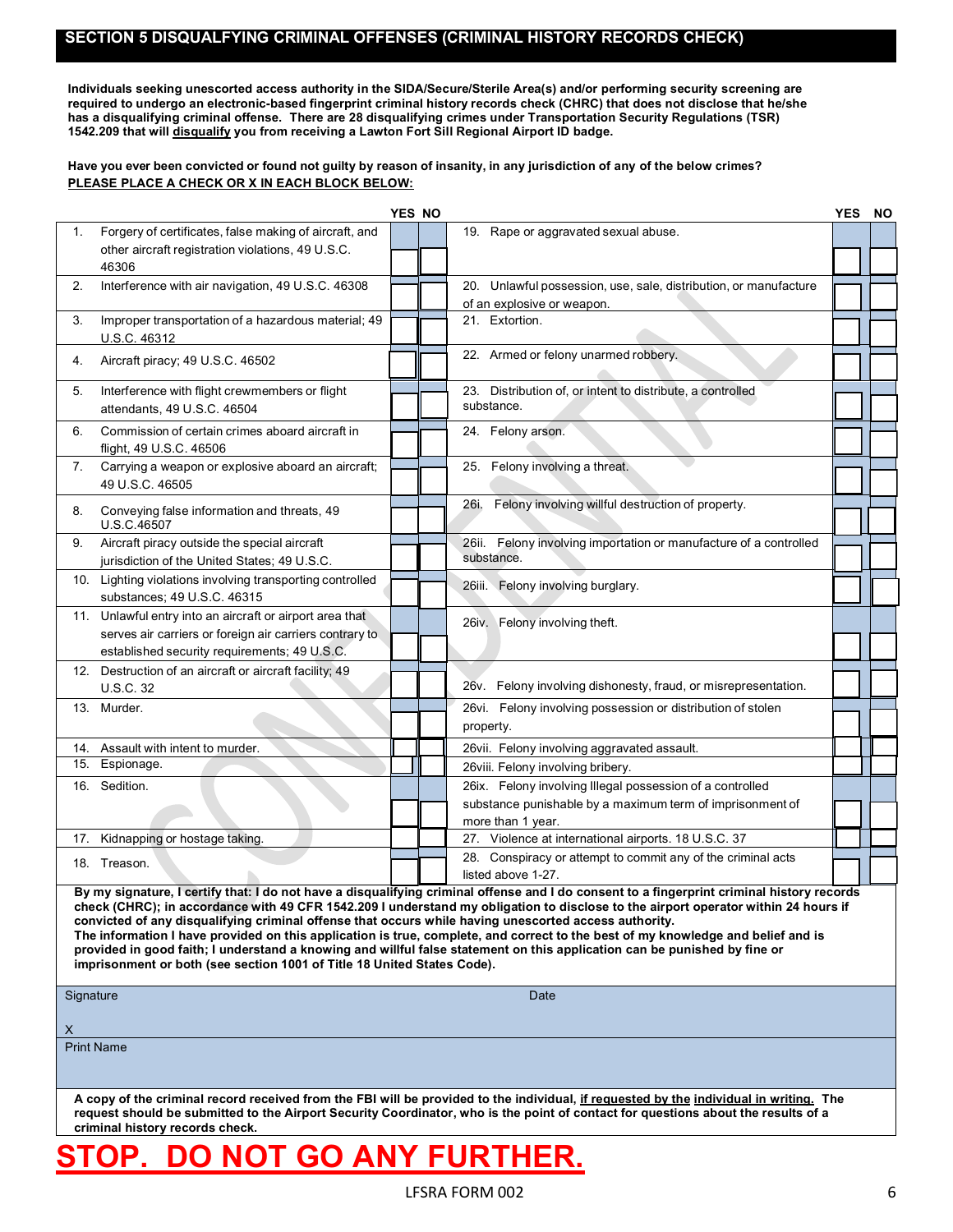## SECTION 5 DISQUALFYING CRIMINAL OFFENSES (CRIMINAL HISTORY RECORDS CHECK)

**Individuals seeking unescorted access authority in the SIDA/Secure/Sterile Area(s) and/or performing security screening are required to undergo an electronic-based fingerprint criminal history records check (CHRC) that does not disclose that he/she has a disqualifying criminal offense. There are 28 disqualifying crimes under Transportation Security Regulations (TSR) 1542.209 that will disqualify you from receiving a Lawton Fort Sill Regional Airport ID badge.**

**Have you ever been convicted or found not guilty by reason of insanity, in any jurisdiction of any of the below crimes?**
**PLEASE PLACE A CHECK OR X IN EACH BLOCK BELOW:**

| Offense | YES | NO | Offense | YES | NO |
|---|---|---|---|---|---|
| 1. Forgery of certificates, false making of aircraft, and other aircraft registration violations, 49 U.S.C. 46306 | | | 19. Rape or aggravated sexual abuse. | | |
| 2. Interference with air navigation, 49 U.S.C. 46308 | | | 20. Unlawful possession, use, sale, distribution, or manufacture of an explosive or weapon. | | |
| 3. Improper transportation of a hazardous material; 49 U.S.C. 46312 | | | 21. Extortion. | | |
| 4. Aircraft piracy; 49 U.S.C. 46502 | | | 22. Armed or felony unarmed robbery. | | |
| 5. Interference with flight crewmembers or flight attendants, 49 U.S.C. 46504 | | | 23. Distribution of, or intent to distribute, a controlled substance. | | |
| 6. Commission of certain crimes aboard aircraft in flight, 49 U.S.C. 46506 | | | 24. Felony arson. | | |
| 7. Carrying a weapon or explosive aboard an aircraft; 49 U.S.C. 46505 | | | 25. Felony involving a threat. | | |
| 8. Conveying false information and threats, 49 U.S.C.46507 | | | 26i. Felony involving willful destruction of property. | | |
| 9. Aircraft piracy outside the special aircraft jurisdiction of the United States; 49 U.S.C. | | | 26ii. Felony involving importation or manufacture of a controlled substance. | | |
| 10. Lighting violations involving transporting controlled substances; 49 U.S.C. 46315 | | | 26iii. Felony involving burglary. | | |
| 11. Unlawful entry into an aircraft or airport area that serves air carriers or foreign air carriers contrary to established security requirements; 49 U.S.C. | | | 26iv. Felony involving theft. | | |
| 12. Destruction of an aircraft or aircraft facility; 49 U.S.C. 32 | | | 26v. Felony involving dishonesty, fraud, or misrepresentation. | | |
| 13. Murder. | | | 26vi. Felony involving possession or distribution of stolen property. | | |
| 14. Assault with intent to murder. | | | 26vii. Felony involving aggravated assault. | | |
| 15. Espionage. | | | 26viii. Felony involving bribery. | | |
| 16. Sedition. | | | 26ix. Felony involving Illegal possession of a controlled substance punishable by a maximum term of imprisonment of more than 1 year. | | |
| 17. Kidnapping or hostage taking. | | | 27. Violence at international airports. 18 U.S.C. 37 | | |
| 18. Treason. | | | 28. Conspiracy or attempt to commit any of the criminal acts listed above 1-27. | | |

**By my signature, I certify that: I do not have a disqualifying criminal offense and I do consent to a fingerprint criminal history records check (CHRC); in accordance with 49 CFR 1542.209 I understand my obligation to disclose to the airport operator within 24 hours if convicted of any disqualifying criminal offense that occurs while having unescorted access authority.**
**The information I have provided on this application is true, complete, and correct to the best of my knowledge and belief and is provided in good faith; I understand a knowing and willful false statement on this application can be punished by fine or imprisonment or both (see section 1001 of Title 18 United States Code).**

| Signature | Date |
|---|---|
| X | |
| Print Name | |

**A copy of the criminal record received from the FBI will be provided to the individual, if requested by the individual in writing. The request should be submitted to the Airport Security Coordinator, who is the point of contact for questions about the results of a criminal history records check.**

# STOP. DO NOT GO ANY FURTHER.

LFSRA FORM 002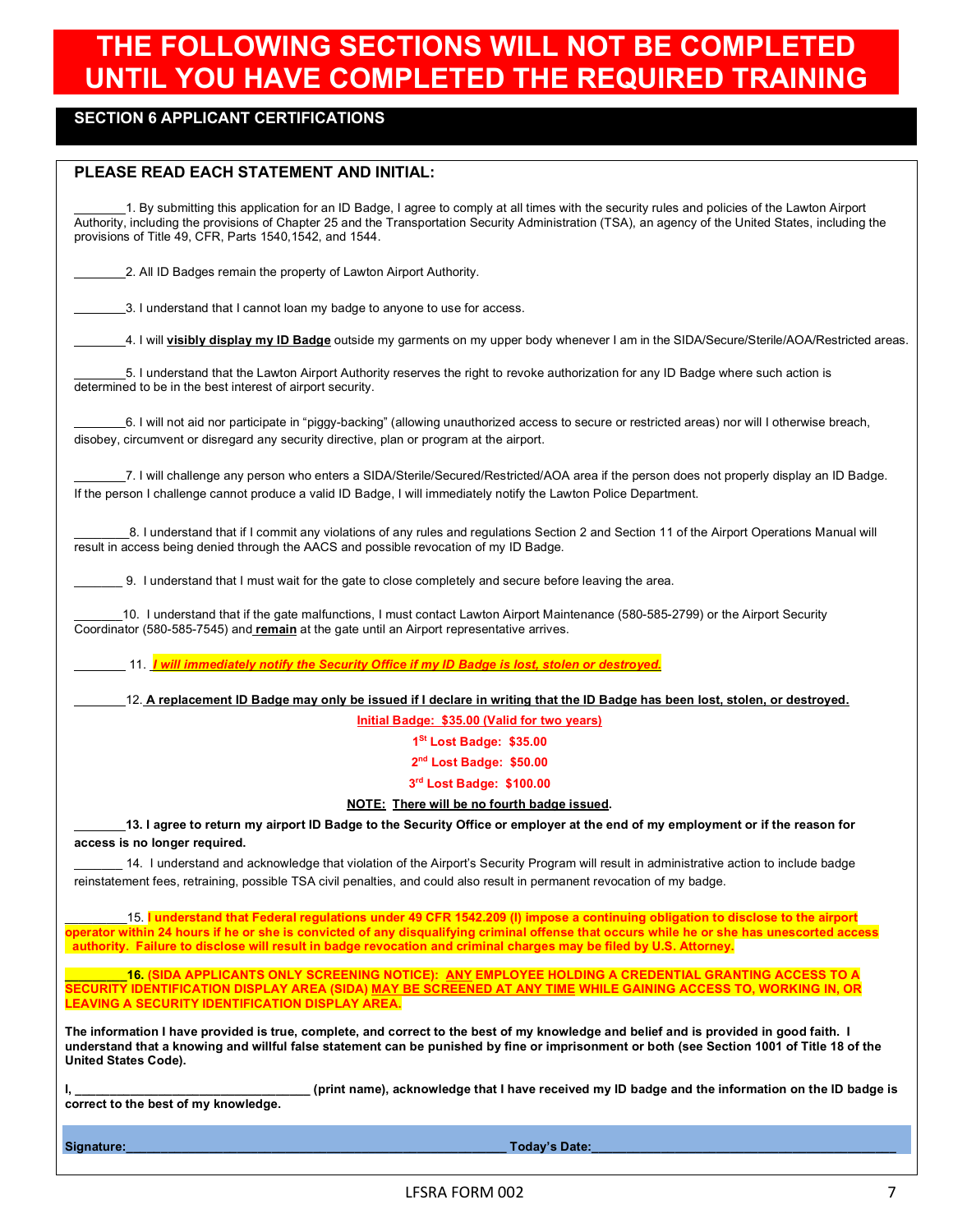# THE FOLLOWING SECTIONS WILL NOT BE COMPLETED UNTIL YOU HAVE COMPLETED THE REQUIRED TRAINING

## SECTION 6 APPLICANT CERTIFICATIONS

### PLEASE READ EACH STATEMENT AND INITIAL:

________1. By submitting this application for an ID Badge, I agree to comply at all times with the security rules and policies of the Lawton Airport Authority, including the provisions of Chapter 25 and the Transportation Security Administration (TSA), an agency of the United States, including the provisions of Title 49, CFR, Parts 1540,1542, and 1544.

________2. All ID Badges remain the property of Lawton Airport Authority.

________3. I understand that I cannot loan my badge to anyone to use for access.

________4. I will **visibly display my ID Badge** outside my garments on my upper body whenever I am in the SIDA/Secure/Sterile/AOA/Restricted areas.

________5. I understand that the Lawton Airport Authority reserves the right to revoke authorization for any ID Badge where such action is determined to be in the best interest of airport security.

________6. I will not aid nor participate in "piggy-backing" (allowing unauthorized access to secure or restricted areas) nor will I otherwise breach, disobey, circumvent or disregard any security directive, plan or program at the airport.

________7. I will challenge any person who enters a SIDA/Sterile/Secured/Restricted/AOA area if the person does not properly display an ID Badge. If the person I challenge cannot produce a valid ID Badge, I will immediately notify the Lawton Police Department.

________8. I understand that if I commit any violations of any rules and regulations Section 2 and Section 11 of the Airport Operations Manual will result in access being denied through the AACS and possible revocation of my ID Badge.

_______ 9. I understand that I must wait for the gate to close completely and secure before leaving the area.

_______10. I understand that if the gate malfunctions, I must contact Lawton Airport Maintenance (580-585-2799) or the Airport Security Coordinator (580-585-7545) and **remain** at the gate until an Airport representative arrives.

_______ 11. ***I will immediately notify the Security Office if my ID Badge is lost, stolen or destroyed.***

________12. **A replacement ID Badge may only be issued if I declare in writing that the ID Badge has been lost, stolen, or destroyed.**

Initial Badge: $35.00 (Valid for two years)

**1st Lost Badge: $35.00**

**2nd Lost Badge: $50.00**

**3rd Lost Badge: $100.00**

**NOTE: There will be no fourth badge issued.**

________**13. I agree to return my airport ID Badge to the Security Office or employer at the end of my employment or if the reason for access is no longer required.**

_______ 14. I understand and acknowledge that violation of the Airport's Security Program will result in administrative action to include badge reinstatement fees, retraining, possible TSA civil penalties, and could also result in permanent revocation of my badge.

_________15. **I understand that Federal regulations under 49 CFR 1542.209 (l) impose a continuing obligation to disclose to the airport operator within 24 hours if he or she is convicted of any disqualifying criminal offense that occurs while he or she has unescorted access authority. Failure to disclose will result in badge revocation and criminal charges may be filed by U.S. Attorney.**

_________**16. (SIDA APPLICANTS ONLY SCREENING NOTICE): ANY EMPLOYEE HOLDING A CREDENTIAL GRANTING ACCESS TO A SECURITY IDENTIFICATION DISPLAY AREA (SIDA) MAY BE SCREENED AT ANY TIME WHILE GAINING ACCESS TO, WORKING IN, OR LEAVING A SECURITY IDENTIFICATION DISPLAY AREA.**

**The information I have provided is true, complete, and correct to the best of my knowledge and belief and is provided in good faith. I understand that a knowing and willful false statement can be punished by fine or imprisonment or both (see Section 1001 of Title 18 of the United States Code).**

**I, ________________________________ (print name), acknowledge that I have received my ID badge and the information on the ID badge is correct to the best of my knowledge.**

**Signature:________________________________________________ Today's Date:________________________________________**

LFSRA FORM 002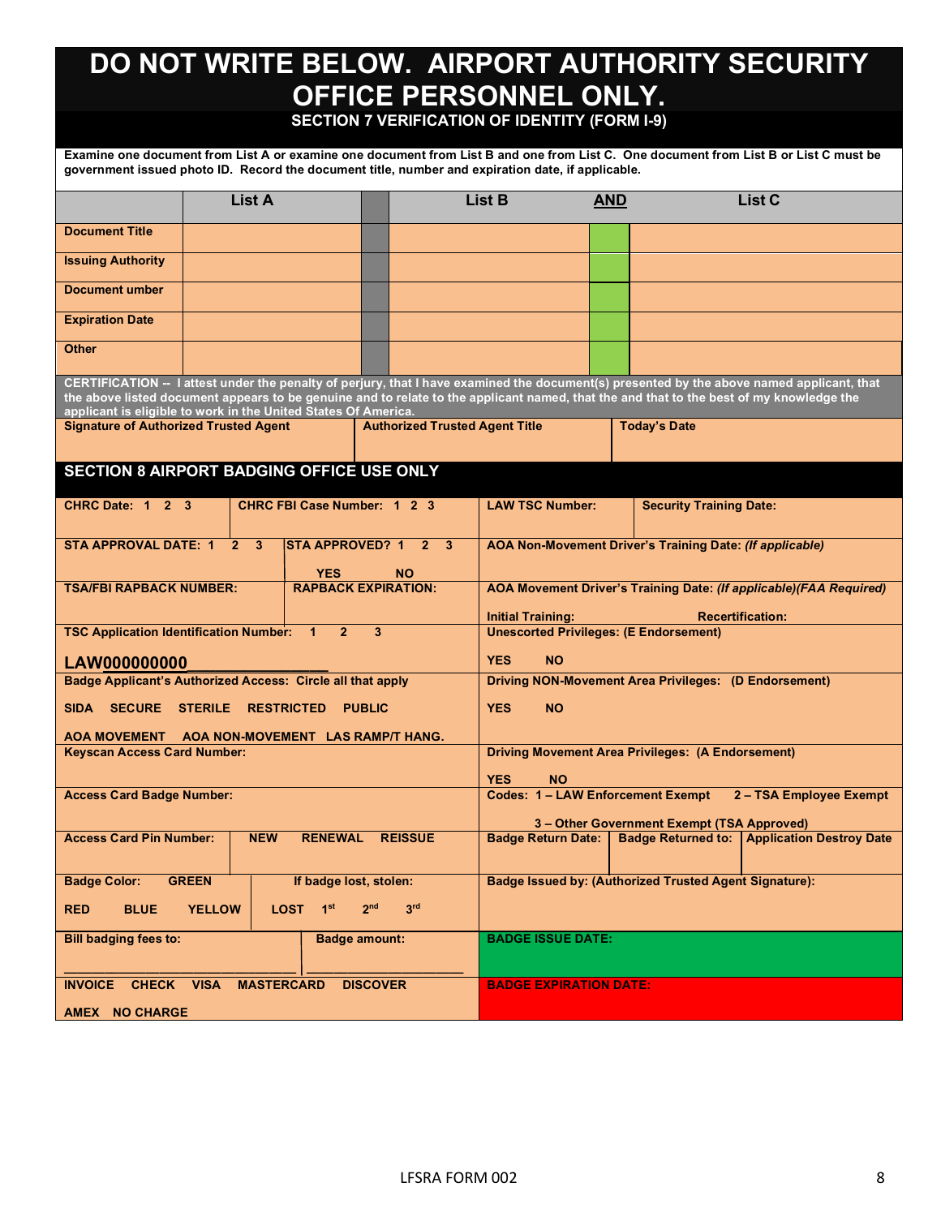# DO NOT WRITE BELOW. AIRPORT AUTHORITY SECURITY OFFICE PERSONNEL ONLY.

## SECTION 7 VERIFICATION OF IDENTITY (FORM I-9)

**Examine one document from List A or examine one document from List B and one from List C. One document from List B or List C must be government issued photo ID. Record the document title, number and expiration date, if applicable.**

| | List A | | List B | AND | List C |
|---|---|---|---|---|---|
| **Document Title** | | | | | |
| **Issuing Authority** | | | | | |
| **Document umber** | | | | | |
| **Expiration Date** | | | | | |
| **Other** | | | | | |

**CERTIFICATION -- I attest under the penalty of perjury, that I have examined the document(s) presented by the above named applicant, that the above listed document appears to be genuine and to relate to the applicant named, that the and that to the best of my knowledge the applicant is eligible to work in the United States Of America.**

| Signature of Authorized Trusted Agent | Authorized Trusted Agent Title | Today's Date |
|---|---|---|
| | | |

## SECTION 8 AIRPORT BADGING OFFICE USE ONLY

| | |
|---|---|
| **CHRC Date: 1 2 3** &#124; **CHRC FBI Case Number: 1 2 3** | **LAW TSC Number:** &#124; **Security Training Date:** |
| **STA APPROVAL DATE: 1 2 3** &#124; **STA APPROVED? 1 2 3** **YES NO** | **AOA Non-Movement Driver's Training Date:** ***(If applicable)*** |
| **TSA/FBI RAPBACK NUMBER:** &#124; **RAPBACK EXPIRATION:** | **AOA Movement Driver's Training Date:** ***(If applicable)(FAA Required)*** **Initial Training:** **Recertification:** |
| **TSC Application Identification Number: 1 2 3** **LAW000000000______** | **Unescorted Privileges: (E Endorsement)** **YES NO** |
| **Badge Applicant's Authorized Access: Circle all that apply** **SIDA SECURE STERILE RESTRICTED PUBLIC** **AOA MOVEMENT AOA NON-MOVEMENT LAS RAMP/T HANG.** | **Driving NON-Movement Area Privileges: (D Endorsement)** **YES NO** |
| **Keyscan Access Card Number:** | **Driving Movement Area Privileges: (A Endorsement)** **YES NO** |
| **Access Card Badge Number:** | **Codes: 1 – LAW Enforcement Exempt 2 – TSA Employee Exempt 3 – Other Government Exempt (TSA Approved)** |
| **Access Card Pin Number:** &#124; **NEW RENEWAL REISSUE** | **Badge Return Date:** &#124; **Badge Returned to:** &#124; **Application Destroy Date** |
| **Badge Color: GREEN RED BLUE YELLOW** &#124; **If badge lost, stolen: LOST 1st 2nd 3rd** | **Badge Issued by: (Authorized Trusted Agent Signature):** |
| **Bill badging fees to:** ______ &#124; **Badge amount:** ______ | **BADGE ISSUE DATE:** |
| **INVOICE CHECK VISA MASTERCARD DISCOVER AMEX NO CHARGE** | **BADGE EXPIRATION DATE:** |

LFSRA FORM 002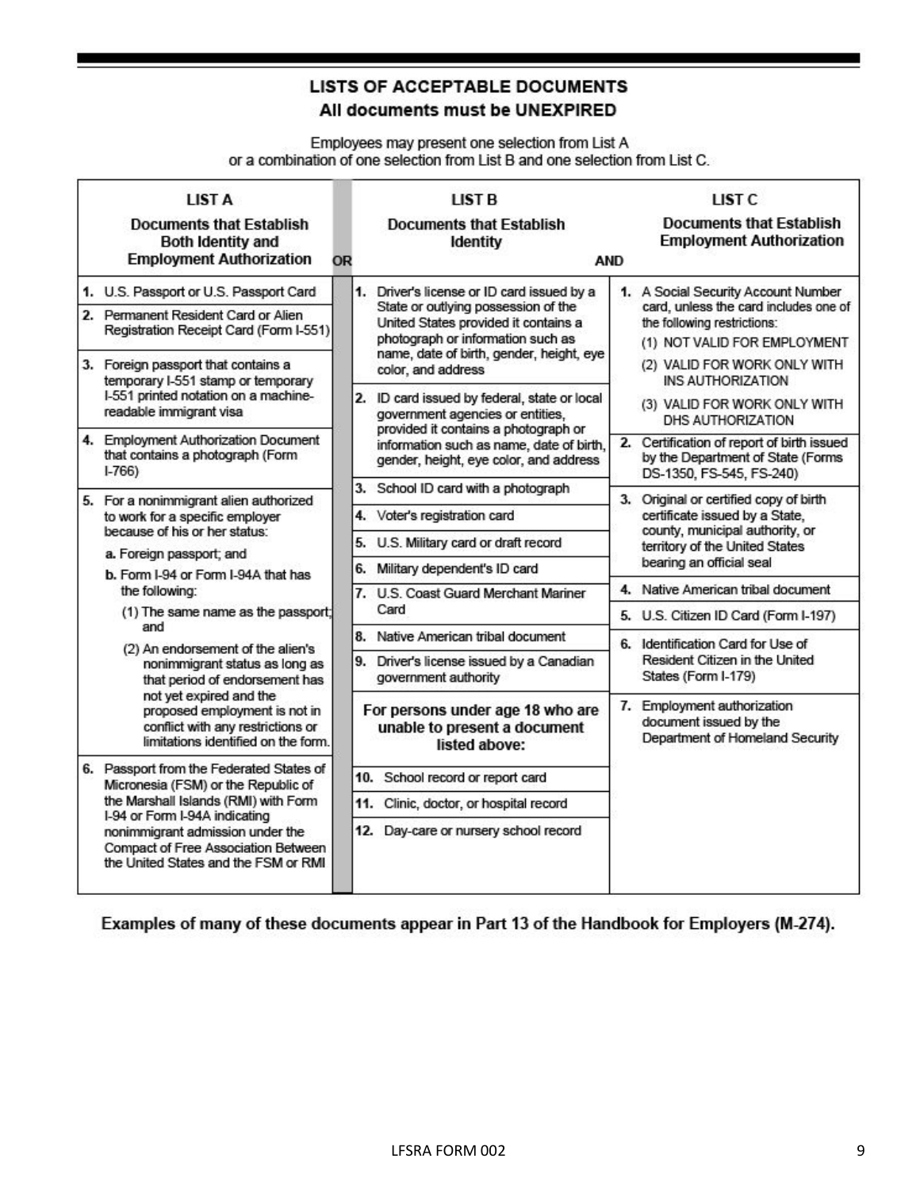## LISTS OF ACCEPTABLE DOCUMENTS
## All documents must be UNEXPIRED

Employees may present one selection from List A
or a combination of one selection from List B and one selection from List C.

| LIST A<br>Documents that Establish Both Identity and Employment Authorization | OR | LIST B<br>Documents that Establish Identity | AND | LIST C<br>Documents that Establish Employment Authorization |
|---|---|---|---|---|
| 1. U.S. Passport or U.S. Passport Card<br><br>2. Permanent Resident Card or Alien Registration Receipt Card (Form I-551)<br><br>3. Foreign passport that contains a temporary I-551 stamp or temporary I-551 printed notation on a machine-readable immigrant visa<br><br>4. Employment Authorization Document that contains a photograph (Form I-766)<br><br>5. For a nonimmigrant alien authorized to work for a specific employer because of his or her status:<br>a. Foreign passport; and<br>b. Form I-94 or Form I-94A that has the following:<br>(1) The same name as the passport; and<br>(2) An endorsement of the alien's nonimmigrant status as long as that period of endorsement has not yet expired and the proposed employment is not in conflict with any restrictions or limitations identified on the form.<br><br>6. Passport from the Federated States of Micronesia (FSM) or the Republic of the Marshall Islands (RMI) with Form I-94 or Form I-94A indicating nonimmigrant admission under the Compact of Free Association Between the United States and the FSM or RMI | | 1. Driver's license or ID card issued by a State or outlying possession of the United States provided it contains a photograph or information such as name, date of birth, gender, height, eye color, and address<br><br>2. ID card issued by federal, state or local government agencies or entities, provided it contains a photograph or information such as name, date of birth, gender, height, eye color, and address<br><br>3. School ID card with a photograph<br><br>4. Voter's registration card<br><br>5. U.S. Military card or draft record<br><br>6. Military dependent's ID card<br><br>7. U.S. Coast Guard Merchant Mariner Card<br><br>8. Native American tribal document<br><br>9. Driver's license issued by a Canadian government authority<br><br>**For persons under age 18 who are unable to present a document listed above:**<br><br>10. School record or report card<br><br>11. Clinic, doctor, or hospital record<br><br>12. Day-care or nursery school record | | 1. A Social Security Account Number card, unless the card includes one of the following restrictions:<br>(1) NOT VALID FOR EMPLOYMENT<br>(2) VALID FOR WORK ONLY WITH INS AUTHORIZATION<br>(3) VALID FOR WORK ONLY WITH DHS AUTHORIZATION<br><br>2. Certification of report of birth issued by the Department of State (Forms DS-1350, FS-545, FS-240)<br><br>3. Original or certified copy of birth certificate issued by a State, county, municipal authority, or territory of the United States bearing an official seal<br><br>4. Native American tribal document<br><br>5. U.S. Citizen ID Card (Form I-197)<br><br>6. Identification Card for Use of Resident Citizen in the United States (Form I-179)<br><br>7. Employment authorization document issued by the Department of Homeland Security |

**Examples of many of these documents appear in Part 13 of the Handbook for Employers (M-274).**